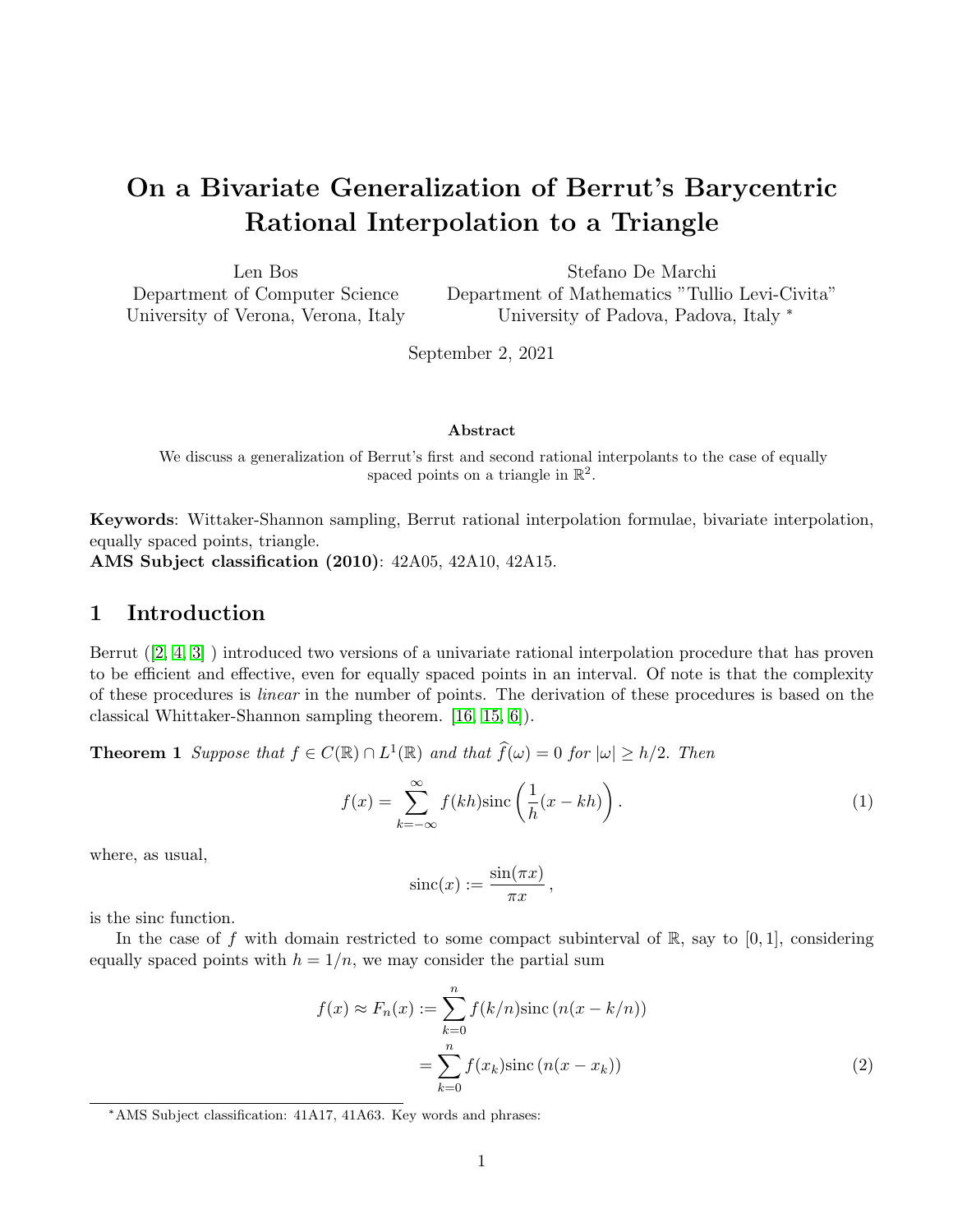# On a Bivariate Generalization of Berrut's Barycentric Rational Interpolation to a Triangle

Len Bos
Department of Computer Science
University of Verona, Verona, Italy

Stefano De Marchi
Department of Mathematics "Tullio Levi-Civita"
University of Padova, Padova, Italy *

September 2, 2021

**Abstract**

We discuss a generalization of Berrut's first and second rational interpolants to the case of equally spaced points on a triangle in $\mathbb{R}^2$.

**Keywords**: Wittaker-Shannon sampling, Berrut rational interpolation formulae, bivariate interpolation, equally spaced points, triangle.
**AMS Subject classification (2010)**: 42A05, 42A10, 42A15.

## 1 Introduction

Berrut ([2, 4, 3] ) introduced two versions of a univariate rational interpolation procedure that has proven to be efficient and effective, even for equally spaced points in an interval. Of note is that the complexity of these procedures is *linear* in the number of points. The derivation of these procedures is based on the classical Whittaker-Shannon sampling theorem. [16, 15, 6]).

**Theorem 1** *Suppose that $f \in C(\mathbb{R}) \cap L^1(\mathbb{R})$ and that $\widehat{f}(\omega) = 0$ for $|\omega| \geq h/2$. Then*

$$f(x) = \sum_{k=-\infty}^{\infty} f(kh)\text{sinc}\left(\frac{1}{h}(x - kh)\right). \tag{1}$$

where, as usual,

$$\text{sinc}(x) := \frac{\sin(\pi x)}{\pi x},$$

is the sinc function.

In the case of $f$ with domain restricted to some compact subinterval of $\mathbb{R}$, say to $[0, 1]$, considering equally spaced points with $h = 1/n$, we may consider the partial sum

$$\begin{aligned} f(x) \approx F_n(x) &:= \sum_{k=0}^{n} f(k/n)\text{sinc}\left(n(x - k/n)\right) \\ &= \sum_{k=0}^{n} f(x_k)\text{sinc}\left(n(x - x_k)\right) \end{aligned} \tag{2}$$

---

*AMS Subject classification: 41A17, 41A63. Key words and phrases: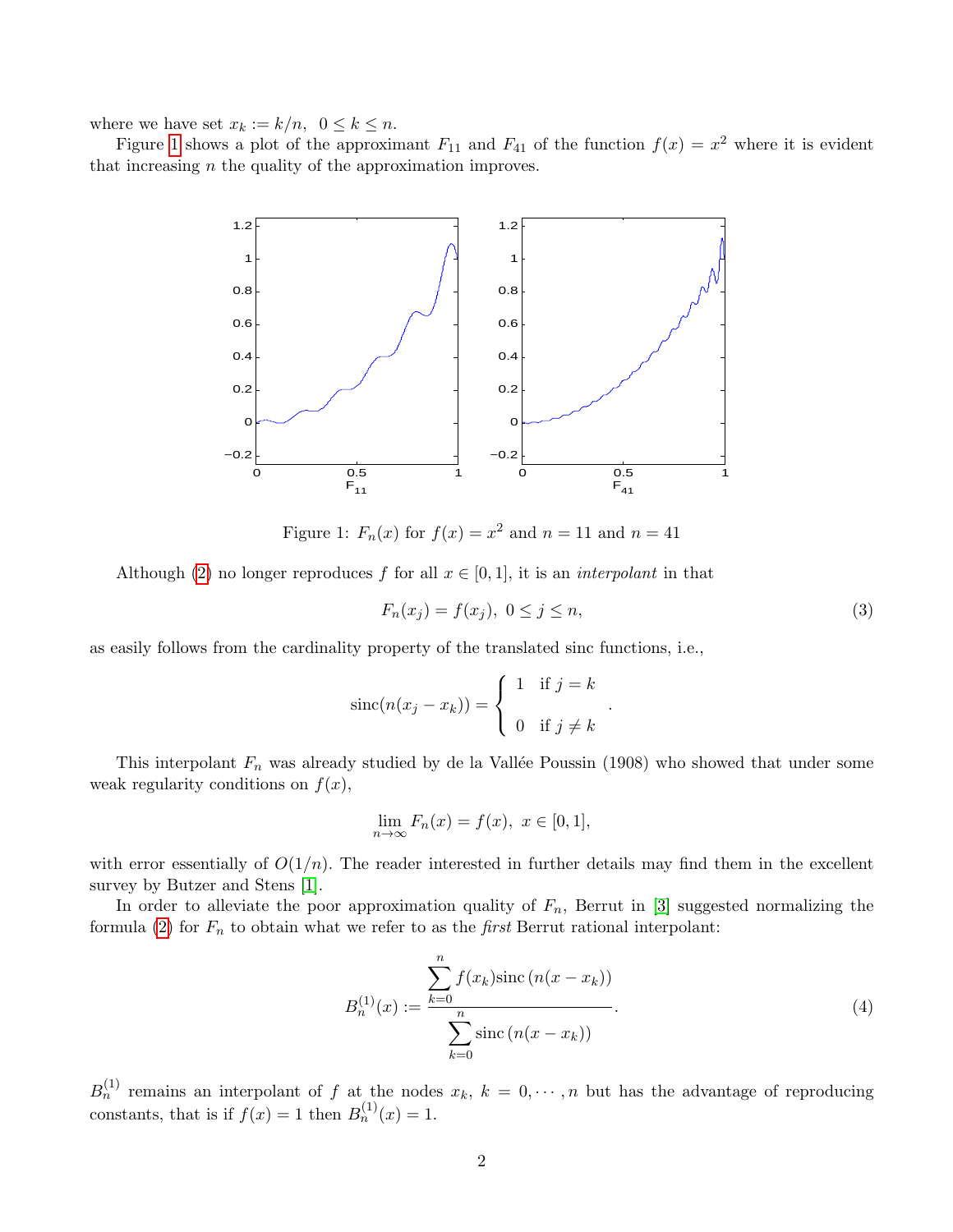where we have set $x_k := k/n, \ \ 0 \le k \le n$.

Figure 1 shows a plot of the approximant $F_{11}$ and $F_{41}$ of the function $f(x) = x^2$ where it is evident that increasing $n$ the quality of the approximation improves.

Figure 1: $F_n(x)$ for $f(x) = x^2$ and $n = 11$ and $n = 41$

Although (2) no longer reproduces $f$ for all $x \in [0, 1]$, it is an *interpolant* in that

$$F_n(x_j) = f(x_j), \ 0 \le j \le n, \tag{3}$$

as easily follows from the cardinality property of the translated sinc functions, i.e.,

$$\operatorname{sinc}(n(x_j - x_k)) = \begin{cases} 1 & \text{if } j = k \\ 0 & \text{if } j \ne k \end{cases}.$$

This interpolant $F_n$ was already studied by de la Vallée Poussin (1908) who showed that under some weak regularity conditions on $f(x)$,

$$\lim_{n \to \infty} F_n(x) = f(x), \ x \in [0, 1],$$

with error essentially of $O(1/n)$. The reader interested in further details may find them in the excellent survey by Butzer and Stens [1].

In order to alleviate the poor approximation quality of $F_n$, Berrut in [3] suggested normalizing the formula (2) for $F_n$ to obtain what we refer to as the *first* Berrut rational interpolant:

$$B_n^{(1)}(x) := \frac{\displaystyle\sum_{k=0}^{n} f(x_k) \operatorname{sinc}\left(n(x - x_k)\right)}{\displaystyle\sum_{k=0}^{n} \operatorname{sinc}\left(n(x - x_k)\right)}. \tag{4}$$

$B_n^{(1)}$ remains an interpolant of $f$ at the nodes $x_k, \ k = 0, \cdots, n$ but has the advantage of reproducing constants, that is if $f(x) = 1$ then $B_n^{(1)}(x) = 1$.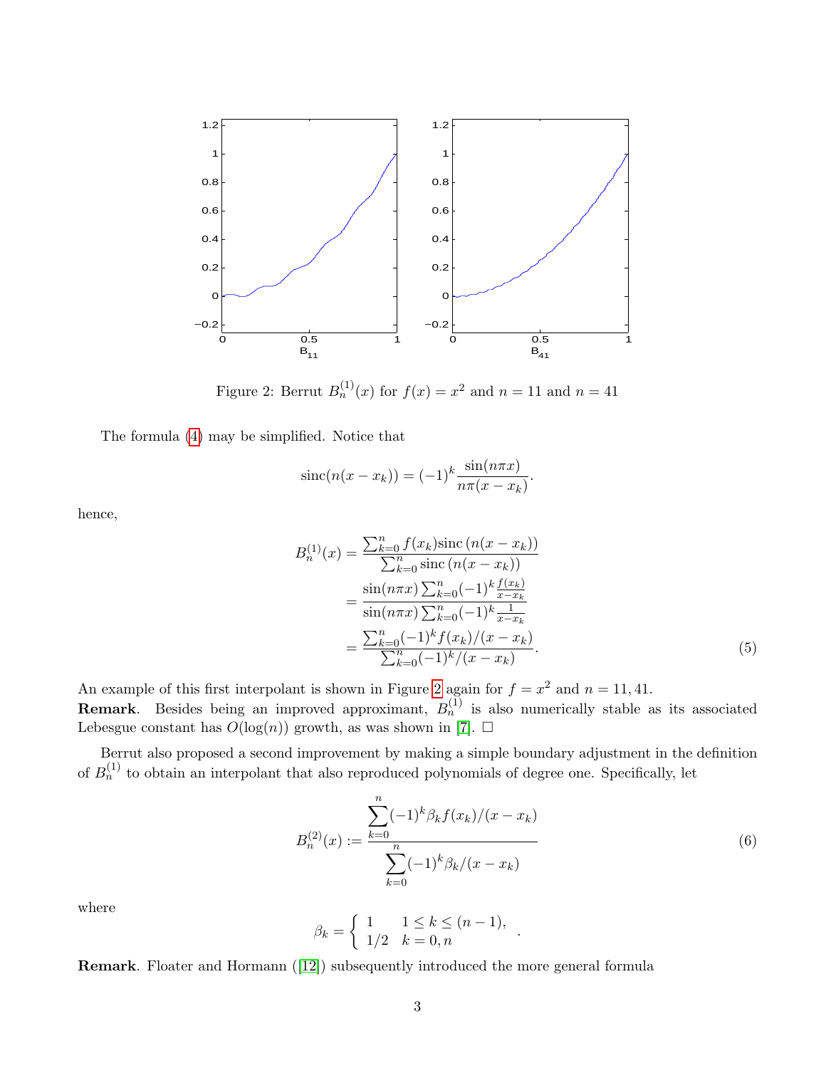Figure 2: Berrut $B_n^{(1)}(x)$ for $f(x) = x^2$ and $n = 11$ and $n = 41$

The formula (4) may be simplified. Notice that

$$\mathrm{sinc}(n(x - x_k)) = (-1)^k \frac{\sin(n\pi x)}{n\pi(x - x_k)}.$$

hence,

$$\begin{aligned}
B_n^{(1)}(x) &= \frac{\sum_{k=0}^n f(x_k)\mathrm{sinc}\,(n(x - x_k))}{\sum_{k=0}^n \mathrm{sinc}\,(n(x - x_k))} \\
&= \frac{\sin(n\pi x)\sum_{k=0}^n (-1)^k \frac{f(x_k)}{x - x_k}}{\sin(n\pi x)\sum_{k=0}^n (-1)^k \frac{1}{x - x_k}} \\
&= \frac{\sum_{k=0}^n (-1)^k f(x_k)/(x - x_k)}{\sum_{k=0}^n (-1)^k/(x - x_k)}.
\end{aligned} \tag{5}$$

An example of this first interpolant is shown in Figure 2 again for $f = x^2$ and $n = 11, 41$.

**Remark**. Besides being an improved approximant, $B_n^{(1)}$ is also numerically stable as its associated Lebesgue constant has $O(\log(n))$ growth, as was shown in [7]. $\square$

Berrut also proposed a second improvement by making a simple boundary adjustment in the definition of $B_n^{(1)}$ to obtain an interpolant that also reproduced polynomials of degree one. Specifically, let

$$B_n^{(2)}(x) := \frac{\displaystyle\sum_{k=0}^n (-1)^k \beta_k f(x_k)/(x - x_k)}{\displaystyle\sum_{k=0}^n (-1)^k \beta_k/(x - x_k)} \tag{6}$$

where

$$\beta_k = \begin{cases} 1 & 1 \le k \le (n-1), \\ 1/2 & k = 0, n \end{cases}.$$

**Remark**. Floater and Hormann ([12]) subsequently introduced the more general formula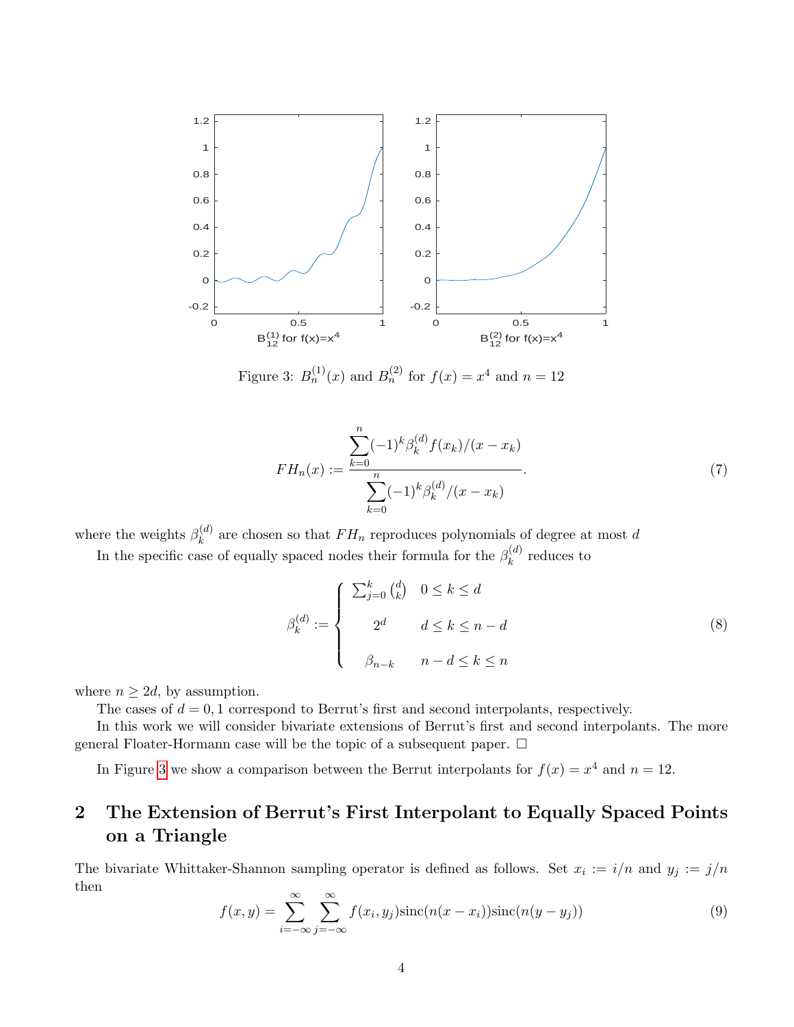Figure 3: $B_n^{(1)}(x)$ and $B_n^{(2)}$ for $f(x) = x^4$ and $n = 12$

$$
FH_n(x) := \frac{\sum_{k=0}^{n} (-1)^k \beta_k^{(d)} f(x_k)/(x - x_k)}{\sum_{k=0}^{n} (-1)^k \beta_k^{(d)}/(x - x_k)}. \tag{7}
$$

where the weights $\beta_k^{(d)}$ are chosen so that $FH_n$ reproduces polynomials of degree at most $d$

In the specific case of equally spaced nodes their formula for the $\beta_k^{(d)}$ reduces to

$$
\beta_k^{(d)} := \begin{cases} \sum_{j=0}^{k} \binom{d}{k} & 0 \le k \le d \\ 2^d & d \le k \le n-d \\ \beta_{n-k} & n-d \le k \le n \end{cases} \tag{8}
$$

where $n \ge 2d$, by assumption.

The cases of $d = 0, 1$ correspond to Berrut's first and second interpolants, respectively.

In this work we will consider bivariate extensions of Berrut's first and second interpolants. The more general Floater-Hormann case will be the topic of a subsequent paper. □

In Figure 3 we show a comparison between the Berrut interpolants for $f(x) = x^4$ and $n = 12$.

## 2 The Extension of Berrut's First Interpolant to Equally Spaced Points on a Triangle

The bivariate Whittaker-Shannon sampling operator is defined as follows. Set $x_i := i/n$ and $y_j := j/n$ then

$$
f(x, y) = \sum_{i=-\infty}^{\infty} \sum_{j=-\infty}^{\infty} f(x_i, y_j)\mathrm{sinc}(n(x - x_i))\mathrm{sinc}(n(y - y_j)) \tag{9}
$$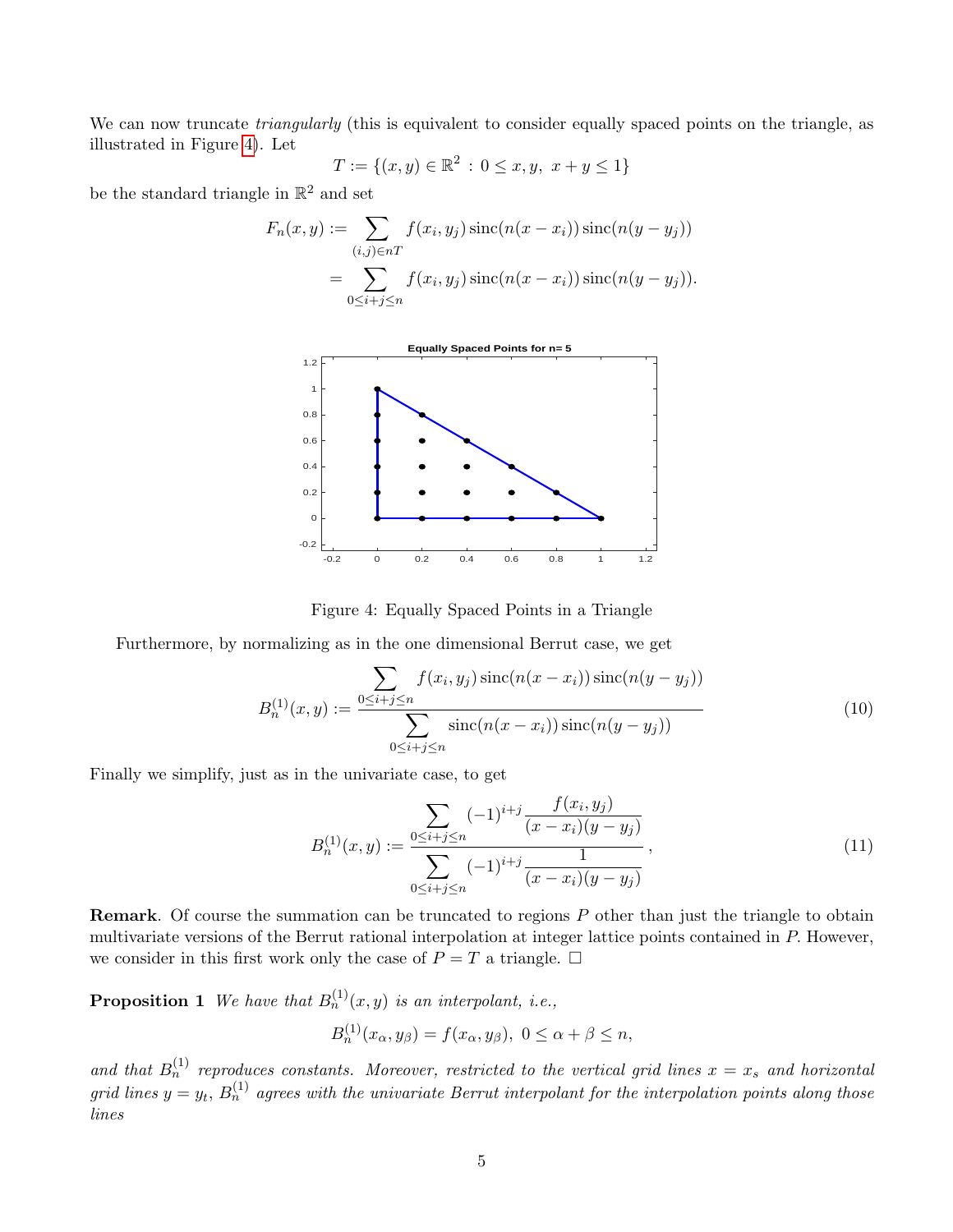We can now truncate *triangularly* (this is equivalent to consider equally spaced points on the triangle, as illustrated in Figure 4). Let

$$T := \{(x, y) \in \mathbb{R}^2 \,:\, 0 \le x, y,\ x + y \le 1\}$$

be the standard triangle in $\mathbb{R}^2$ and set

$$\begin{aligned} F_n(x, y) &:= \sum_{(i,j)\in nT} f(x_i, y_j)\,\mathrm{sinc}(n(x - x_i))\,\mathrm{sinc}(n(y - y_j)) \\ &= \sum_{0\le i+j\le n} f(x_i, y_j)\,\mathrm{sinc}(n(x - x_i))\,\mathrm{sinc}(n(y - y_j)). \end{aligned}$$

Figure 4: Equally Spaced Points in a Triangle

Furthermore, by normalizing as in the one dimensional Berrut case, we get

$$B_n^{(1)}(x, y) := \frac{\displaystyle\sum_{0\le i+j\le n} f(x_i, y_j)\,\mathrm{sinc}(n(x - x_i))\,\mathrm{sinc}(n(y - y_j))}{\displaystyle\sum_{0\le i+j\le n} \mathrm{sinc}(n(x - x_i))\,\mathrm{sinc}(n(y - y_j))} \tag{10}$$

Finally we simplify, just as in the univariate case, to get

$$B_n^{(1)}(x, y) := \frac{\displaystyle\sum_{0\le i+j\le n} (-1)^{i+j} \frac{f(x_i, y_j)}{(x - x_i)(y - y_j)}}{\displaystyle\sum_{0\le i+j\le n} (-1)^{i+j} \frac{1}{(x - x_i)(y - y_j)}}, \tag{11}$$

**Remark**. Of course the summation can be truncated to regions $P$ other than just the triangle to obtain multivariate versions of the Berrut rational interpolation at integer lattice points contained in $P$. However, we consider in this first work only the case of $P = T$ a triangle. □

**Proposition 1** *We have that $B_n^{(1)}(x, y)$ is an interpolant, i.e.,*

$$B_n^{(1)}(x_\alpha, y_\beta) = f(x_\alpha, y_\beta),\ 0 \le \alpha + \beta \le n,$$

*and that $B_n^{(1)}$ reproduces constants. Moreover, restricted to the vertical grid lines $x = x_s$ and horizontal grid lines $y = y_t$, $B_n^{(1)}$ agrees with the univariate Berrut interpolant for the interpolation points along those lines*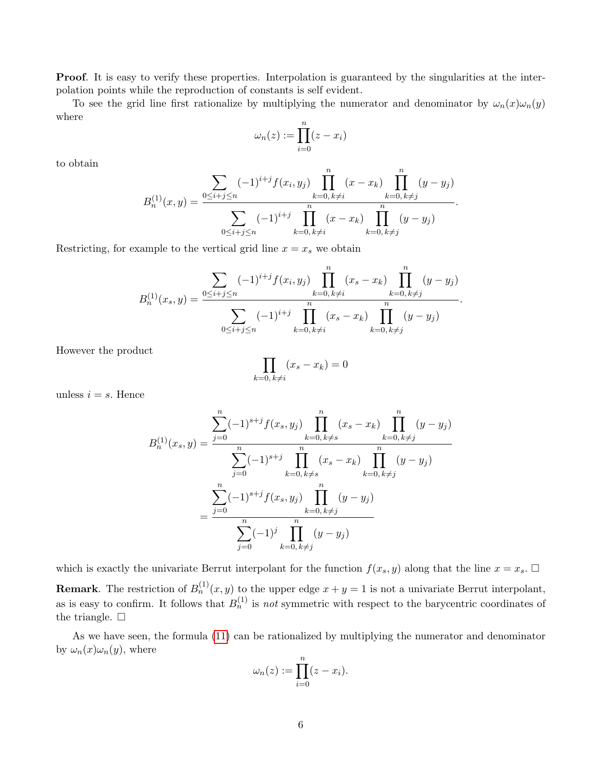**Proof**. It is easy to verify these properties. Interpolation is guaranteed by the singularities at the interpolation points while the reproduction of constants is self evident.

To see the grid line first rationalize by multiplying the numerator and denominator by $\omega_n(x)\omega_n(y)$ where

$$\omega_n(z) := \prod_{i=0}^{n}(z - x_i)$$

to obtain

$$B_n^{(1)}(x,y) = \frac{\displaystyle\sum_{0\le i+j\le n} (-1)^{i+j} f(x_i,y_j) \prod_{k=0,\,k\ne i}^{n} (x-x_k) \prod_{k=0,\,k\ne j}^{n} (y-y_j)}{\displaystyle\sum_{0\le i+j\le n} (-1)^{i+j} \prod_{k=0,\,k\ne i}^{n} (x-x_k) \prod_{k=0,\,k\ne j}^{n} (y-y_j)}.$$

Restricting, for example to the vertical grid line $x = x_s$ we obtain

$$B_n^{(1)}(x_s,y) = \frac{\displaystyle\sum_{0\le i+j\le n} (-1)^{i+j} f(x_i,y_j) \prod_{k=0,\,k\ne i}^{n} (x_s-x_k) \prod_{k=0,\,k\ne j}^{n} (y-y_j)}{\displaystyle\sum_{0\le i+j\le n} (-1)^{i+j} \prod_{k=0,\,k\ne i}^{n} (x_s-x_k) \prod_{k=0,\,k\ne j}^{n} (y-y_j)}.$$

However the product

$$\prod_{k=0,\,k\ne i} (x_s - x_k) = 0$$

unless $i = s$. Hence

$$\begin{aligned}
B_n^{(1)}(x_s,y) &= \frac{\displaystyle\sum_{j=0}^{n} (-1)^{s+j} f(x_s,y_j) \prod_{k=0,\,k\ne s}^{n} (x_s-x_k) \prod_{k=0,\,k\ne j}^{n} (y-y_j)}{\displaystyle\sum_{j=0}^{n} (-1)^{s+j} \prod_{k=0,\,k\ne s}^{n} (x_s-x_k) \prod_{k=0,\,k\ne j}^{n} (y-y_j)} \\
&= \frac{\displaystyle\sum_{j=0}^{n} (-1)^{s+j} f(x_s,y_j) \prod_{k=0,\,k\ne j}^{n} (y-y_j)}{\displaystyle\sum_{j=0}^{n} (-1)^{j} \prod_{k=0,\,k\ne j}^{n} (y-y_j)}
\end{aligned}$$

which is exactly the univariate Berrut interpolant for the function $f(x_s, y)$ along that the line $x = x_s$. □

**Remark**. The restriction of $B_n^{(1)}(x, y)$ to the upper edge $x + y = 1$ is not a univariate Berrut interpolant, as is easy to confirm. It follows that $B_n^{(1)}$ is *not* symmetric with respect to the barycentric coordinates of the triangle. □

As we have seen, the formula (11) can be rationalized by multiplying the numerator and denominator by $\omega_n(x)\omega_n(y)$, where

$$\omega_n(z) := \prod_{i=0}^{n}(z - x_i).$$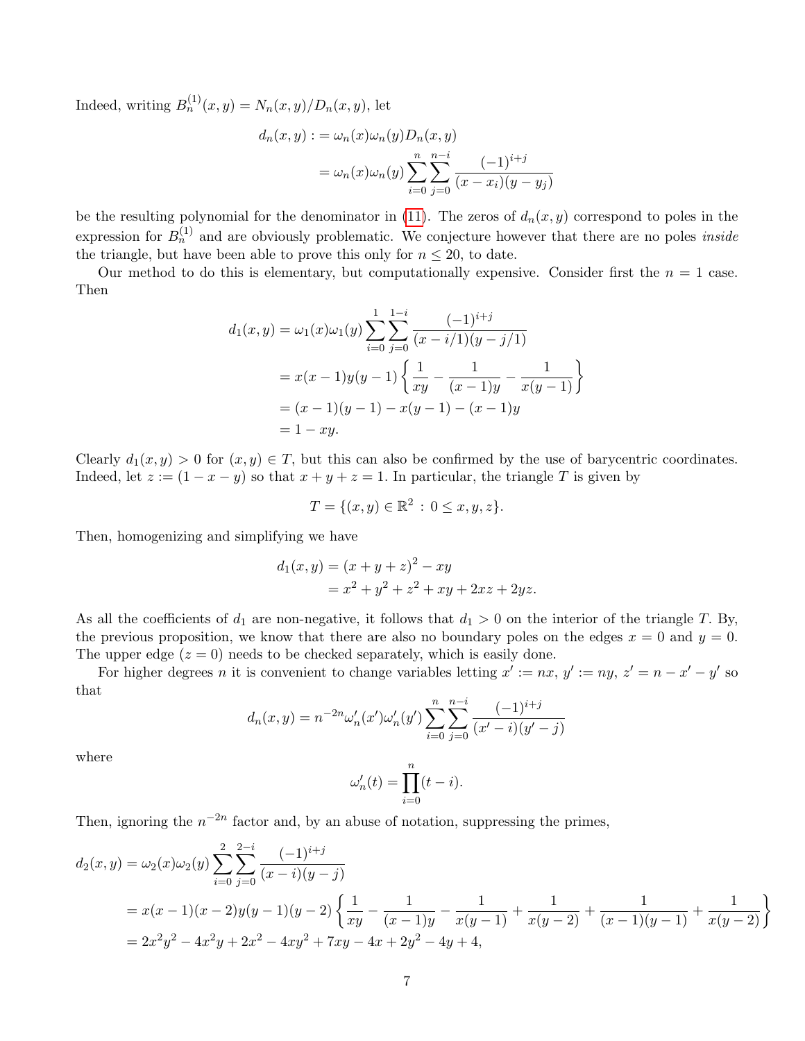Indeed, writing $B_n^{(1)}(x,y) = N_n(x,y)/D_n(x,y)$, let

$$
\begin{aligned}
d_n(x,y) &:= \omega_n(x)\omega_n(y)D_n(x,y) \\
&= \omega_n(x)\omega_n(y)\sum_{i=0}^{n}\sum_{j=0}^{n-i}\frac{(-1)^{i+j}}{(x-x_i)(y-y_j)}
\end{aligned}
$$

be the resulting polynomial for the denominator in (11). The zeros of $d_n(x,y)$ correspond to poles in the expression for $B_n^{(1)}$ and are obviously problematic. We conjecture however that there are no poles *inside* the triangle, but have been able to prove this only for $n \le 20$, to date.

Our method to do this is elementary, but computationally expensive. Consider first the $n = 1$ case. Then

$$
\begin{aligned}
d_1(x,y) &= \omega_1(x)\omega_1(y)\sum_{i=0}^{1}\sum_{j=0}^{1-i}\frac{(-1)^{i+j}}{(x-i/1)(y-j/1)} \\
&= x(x-1)y(y-1)\left\{\frac{1}{xy} - \frac{1}{(x-1)y} - \frac{1}{x(y-1)}\right\} \\
&= (x-1)(y-1) - x(y-1) - (x-1)y \\
&= 1 - xy.
\end{aligned}
$$

Clearly $d_1(x,y) > 0$ for $(x,y) \in T$, but this can also be confirmed by the use of barycentric coordinates. Indeed, let $z := (1-x-y)$ so that $x+y+z = 1$. In particular, the triangle $T$ is given by

$$
T = \{(x,y) \in \mathbb{R}^2 \,:\, 0 \le x, y, z\}.
$$

Then, homogenizing and simplifying we have

$$
\begin{aligned}
d_1(x,y) &= (x+y+z)^2 - xy \\
&= x^2 + y^2 + z^2 + xy + 2xz + 2yz.
\end{aligned}
$$

As all the coefficients of $d_1$ are non-negative, it follows that $d_1 > 0$ on the interior of the triangle $T$. By, the previous proposition, we know that there are also no boundary poles on the edges $x = 0$ and $y = 0$. The upper edge $(z = 0)$ needs to be checked separately, which is easily done.

For higher degrees $n$ it is convenient to change variables letting $x' := nx$, $y' := ny$, $z' = n - x' - y'$ so that

$$
d_n(x,y) = n^{-2n}\omega_n'(x')\omega_n'(y')\sum_{i=0}^{n}\sum_{j=0}^{n-i}\frac{(-1)^{i+j}}{(x'-i)(y'-j)}
$$

where

$$
\omega_n'(t) = \prod_{i=0}^{n}(t-i).
$$

Then, ignoring the $n^{-2n}$ factor and, by an abuse of notation, suppressing the primes,

$$
\begin{aligned}
d_2(x,y) &= \omega_2(x)\omega_2(y)\sum_{i=0}^{2}\sum_{j=0}^{2-i}\frac{(-1)^{i+j}}{(x-i)(y-j)} \\
&= x(x-1)(x-2)y(y-1)(y-2)\left\{\frac{1}{xy} - \frac{1}{(x-1)y} - \frac{1}{x(y-1)} + \frac{1}{x(y-2)} + \frac{1}{(x-1)(y-1)} + \frac{1}{x(y-2)}\right\} \\
&= 2x^2y^2 - 4x^2y + 2x^2 - 4xy^2 + 7xy - 4x + 2y^2 - 4y + 4,
\end{aligned}
$$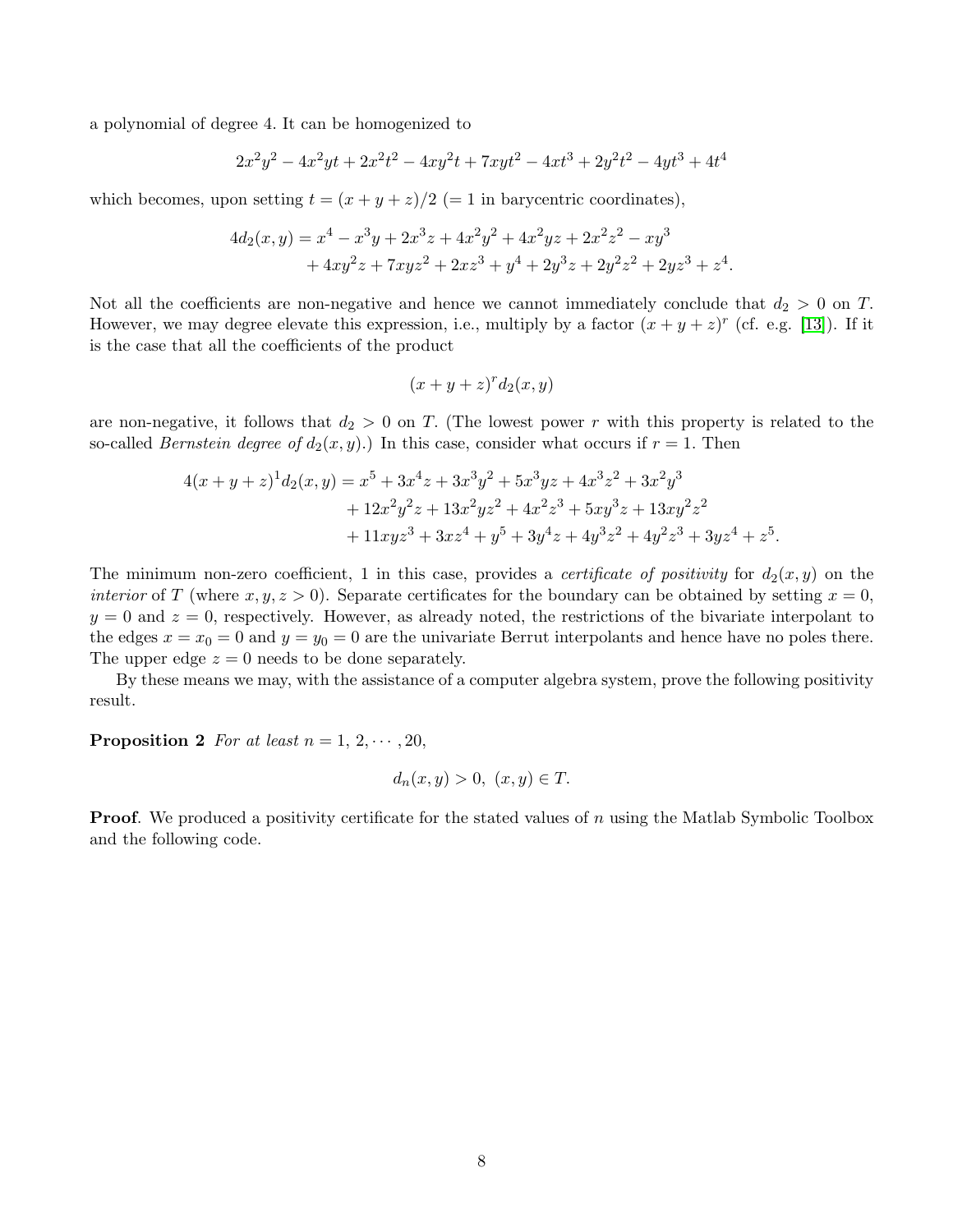a polynomial of degree 4. It can be homogenized to

$$2x^2y^2 - 4x^2yt + 2x^2t^2 - 4xy^2t + 7xyt^2 - 4xt^3 + 2y^2t^2 - 4yt^3 + 4t^4$$

which becomes, upon setting $t = (x + y + z)/2$ ($= 1$ in barycentric coordinates),

$$\begin{aligned} 4d_2(x, y) = x^4 - x^3y + 2x^3z + 4x^2y^2 + 4x^2yz + 2x^2z^2 - xy^3 \\ + 4xy^2z + 7xyz^2 + 2xz^3 + y^4 + 2y^3z + 2y^2z^2 + 2yz^3 + z^4. \end{aligned}$$

Not all the coefficients are non-negative and hence we cannot immediately conclude that $d_2 > 0$ on $T$. However, we may degree elevate this expression, i.e., multiply by a factor $(x + y + z)^r$ (cf. e.g. [13]). If it is the case that all the coefficients of the product

$$(x + y + z)^r d_2(x, y)$$

are non-negative, it follows that $d_2 > 0$ on $T$. (The lowest power $r$ with this property is related to the so-called *Bernstein degree of* $d_2(x, y)$.) In this case, consider what occurs if $r = 1$. Then

$$\begin{aligned} 4(x + y + z)^1 d_2(x, y) = x^5 + 3x^4z + 3x^3y^2 + 5x^3yz + 4x^3z^2 + 3x^2y^3 \\ + 12x^2y^2z + 13x^2yz^2 + 4x^2z^3 + 5xy^3z + 13xy^2z^2 \\ + 11xyz^3 + 3xz^4 + y^5 + 3y^4z + 4y^3z^2 + 4y^2z^3 + 3yz^4 + z^5. \end{aligned}$$

The minimum non-zero coefficient, 1 in this case, provides a *certificate of positivity* for $d_2(x, y)$ on the *interior* of $T$ (where $x, y, z > 0$). Separate certificates for the boundary can be obtained by setting $x = 0$, $y = 0$ and $z = 0$, respectively. However, as already noted, the restrictions of the bivariate interpolant to the edges $x = x_0 = 0$ and $y = y_0 = 0$ are the univariate Berrut interpolants and hence have no poles there. The upper edge $z = 0$ needs to be done separately.

By these means we may, with the assistance of a computer algebra system, prove the following positivity result.

**Proposition 2** *For at least* $n = 1, 2, \cdots, 20$,

$$d_n(x, y) > 0, \ (x, y) \in T.$$

**Proof**. We produced a positivity certificate for the stated values of $n$ using the Matlab Symbolic Toolbox and the following code.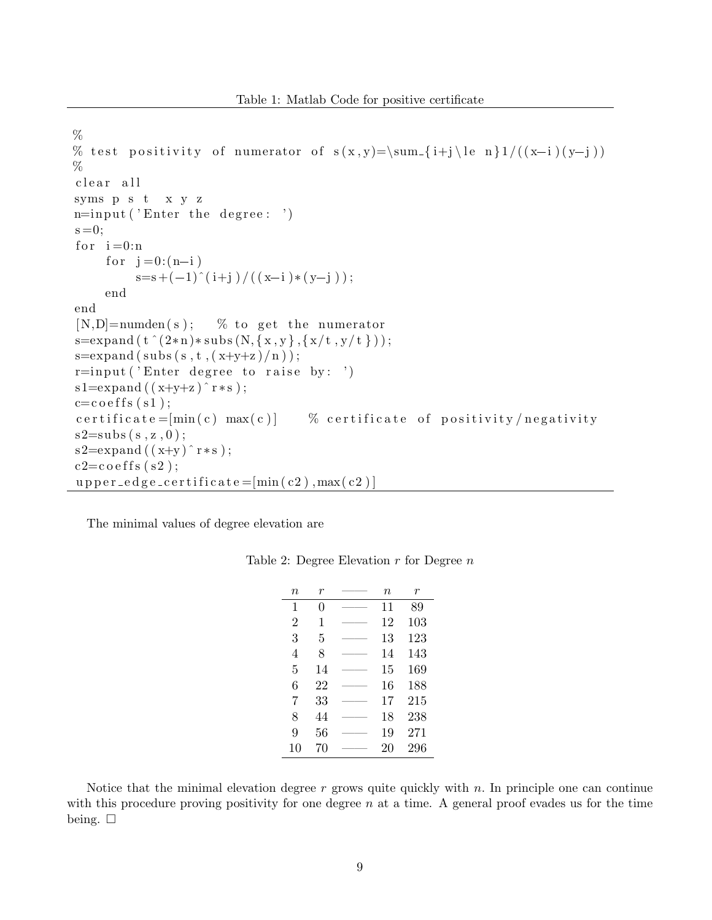Table 1: Matlab Code for positive certificate

```
%
% test positivity of numerator of s(x,y)=\sum_{i+j\le n}1/((x-i)(y-j))
%
clear all
syms p s t  x y z
n=input('Enter the degree: ')
s=0;
for i=0:n
    for j=0:(n-i)
        s=s+(-1)^(i+j)/((x-i)*(y-j));
    end
end
[N,D]=numden(s);   % to get the numerator
s=expand(t^(2*n)*subs(N,{x,y},{x/t,y/t}));
s=expand(subs(s,t,(x+y+z)/n));
r=input('Enter degree to raise by: ')
s1=expand((x+y+z)^r*s);
c=coeffs(s1);
certificate=[min(c) max(c)]    % certificate of positivity/negativity
s2=subs(s,z,0);
s2=expand((x+y)^r*s);
c2=coeffs(s2);
upper_edge_certificate=[min(c2),max(c2)]
```

The minimal values of degree elevation are

Table 2: Degree Elevation $r$ for Degree $n$

| $n$ | $r$ | —— | $n$ | $r$ |
|---|---|---|---|---|
| 1 | 0 | —— | 11 | 89 |
| 2 | 1 | —— | 12 | 103 |
| 3 | 5 | —— | 13 | 123 |
| 4 | 8 | —— | 14 | 143 |
| 5 | 14 | —— | 15 | 169 |
| 6 | 22 | —— | 16 | 188 |
| 7 | 33 | —— | 17 | 215 |
| 8 | 44 | —— | 18 | 238 |
| 9 | 56 | —— | 19 | 271 |
| 10 | 70 | —— | 20 | 296 |

Notice that the minimal elevation degree $r$ grows quite quickly with $n$. In principle one can continue with this procedure proving positivity for one degree $n$ at a time. A general proof evades us for the time being. $\square$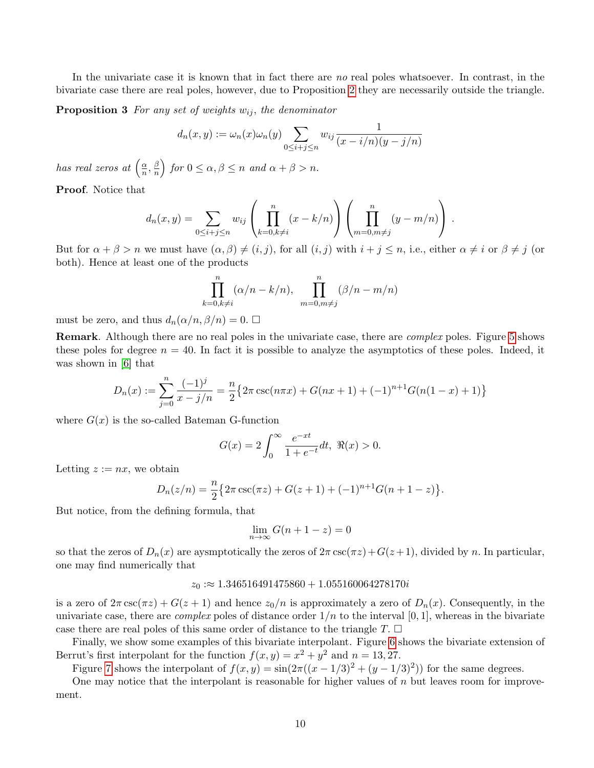In the univariate case it is known that in fact there are *no* real poles whatsoever. In contrast, in the bivariate case there are real poles, however, due to Proposition 2 they are necessarily outside the triangle.

**Proposition 3** *For any set of weights* $w_{ij}$*, the denominator*

$$d_n(x,y) := \omega_n(x)\omega_n(y) \sum_{0\le i+j\le n} w_{ij} \frac{1}{(x-i/n)(y-j/n)}$$

*has real zeros at* $\left(\frac{\alpha}{n}, \frac{\beta}{n}\right)$ *for* $0 \le \alpha, \beta \le n$ *and* $\alpha + \beta > n$.

**Proof**. Notice that

$$d_n(x,y) = \sum_{0\le i+j\le n} w_{ij} \left(\prod_{k=0,k\ne i}^{n} (x-k/n)\right)\left(\prod_{m=0,m\ne j}^{n} (y-m/n)\right).$$

But for $\alpha+\beta > n$ we must have $(\alpha,\beta) \ne (i,j)$, for all $(i,j)$ with $i+j \le n$, i.e., either $\alpha \ne i$ or $\beta \ne j$ (or both). Hence at least one of the products

$$\prod_{k=0,k\ne i}^{n} (\alpha/n - k/n), \quad \prod_{m=0,m\ne j}^{n} (\beta/n - m/n)$$

must be zero, and thus $d_n(\alpha/n, \beta/n) = 0$. □

**Remark**. Although there are no real poles in the univariate case, there are *complex* poles. Figure 5 shows these poles for degree $n = 40$. In fact it is possible to analyze the asymptotics of these poles. Indeed, it was shown in [6] that

$$D_n(x) := \sum_{j=0}^{n} \frac{(-1)^j}{x - j/n} = \frac{n}{2}\{2\pi \csc(n\pi x) + G(nx+1) + (-1)^{n+1} G(n(1-x)+1)\}$$

where $G(x)$ is the so-called Bateman G-function

$$G(x) = 2\int_0^\infty \frac{e^{-xt}}{1+e^{-t}} dt, \ \Re(x) > 0.$$

Letting $z := nx$, we obtain

$$D_n(z/n) = \frac{n}{2}\{2\pi \csc(\pi z) + G(z+1) + (-1)^{n+1} G(n+1-z)\}.$$

But notice, from the defining formula, that

$$\lim_{n\to\infty} G(n+1-z) = 0$$

so that the zeros of $D_n(x)$ are aysmptotically the zeros of $2\pi \csc(\pi z) + G(z+1)$, divided by $n$. In particular, one may find numerically that

$$z_0 :\approx 1.346516491475860 + 1.055160064278170i$$

is a zero of $2\pi \csc(\pi z) + G(z+1)$ and hence $z_0/n$ is approximately a zero of $D_n(x)$. Consequently, in the univariate case, there are *complex* poles of distance order $1/n$ to the interval $[0,1]$, whereas in the bivariate case there are real poles of this same order of distance to the triangle $T$. □

Finally, we show some examples of this bivariate interpolant. Figure 6 shows the bivariate extension of Berrut's first interpolant for the function $f(x,y) = x^2 + y^2$ and $n = 13, 27$.

Figure 7 shows the interpolant of $f(x,y) = \sin(2\pi((x-1/3)^2 + (y-1/3)^2))$ for the same degrees.

One may notice that the interpolant is reasonable for higher values of $n$ but leaves room for improvement.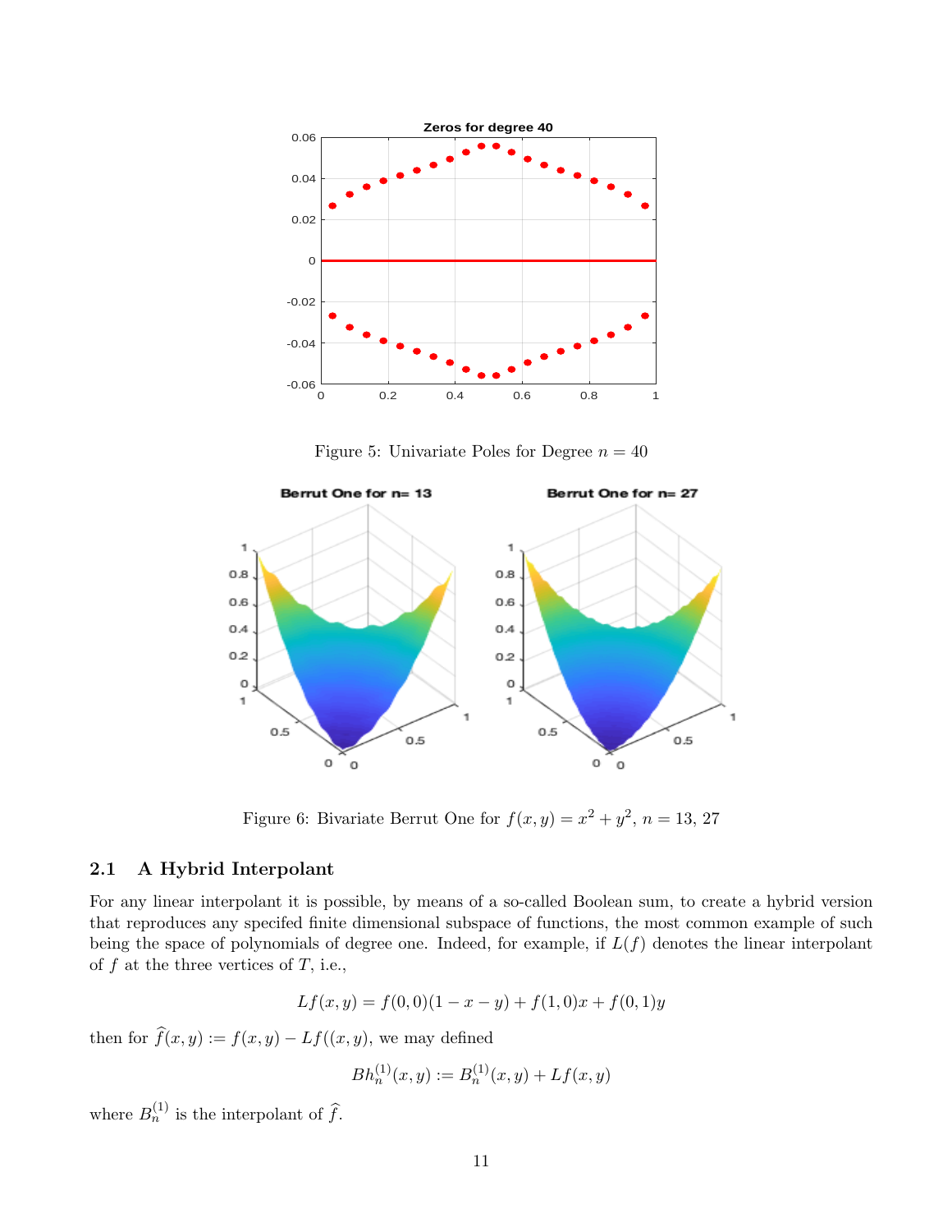Figure 5: Univariate Poles for Degree $n = 40$

Figure 6: Bivariate Berrut One for $f(x, y) = x^2 + y^2$, $n = 13, 27$

### 2.1 A Hybrid Interpolant

For any linear interpolant it is possible, by means of a so-called Boolean sum, to create a hybrid version that reproduces any specifed finite dimensional subspace of functions, the most common example of such being the space of polynomials of degree one. Indeed, for example, if $L(f)$ denotes the linear interpolant of $f$ at the three vertices of $T$, i.e.,

$$Lf(x, y) = f(0, 0)(1 - x - y) + f(1, 0)x + f(0, 1)y$$

then for $\widehat{f}(x, y) := f(x, y) - Lf((x, y)$, we may defined

$$Bh_n^{(1)}(x, y) := B_n^{(1)}(x, y) + Lf(x, y)$$

where $B_n^{(1)}$ is the interpolant of $\widehat{f}$.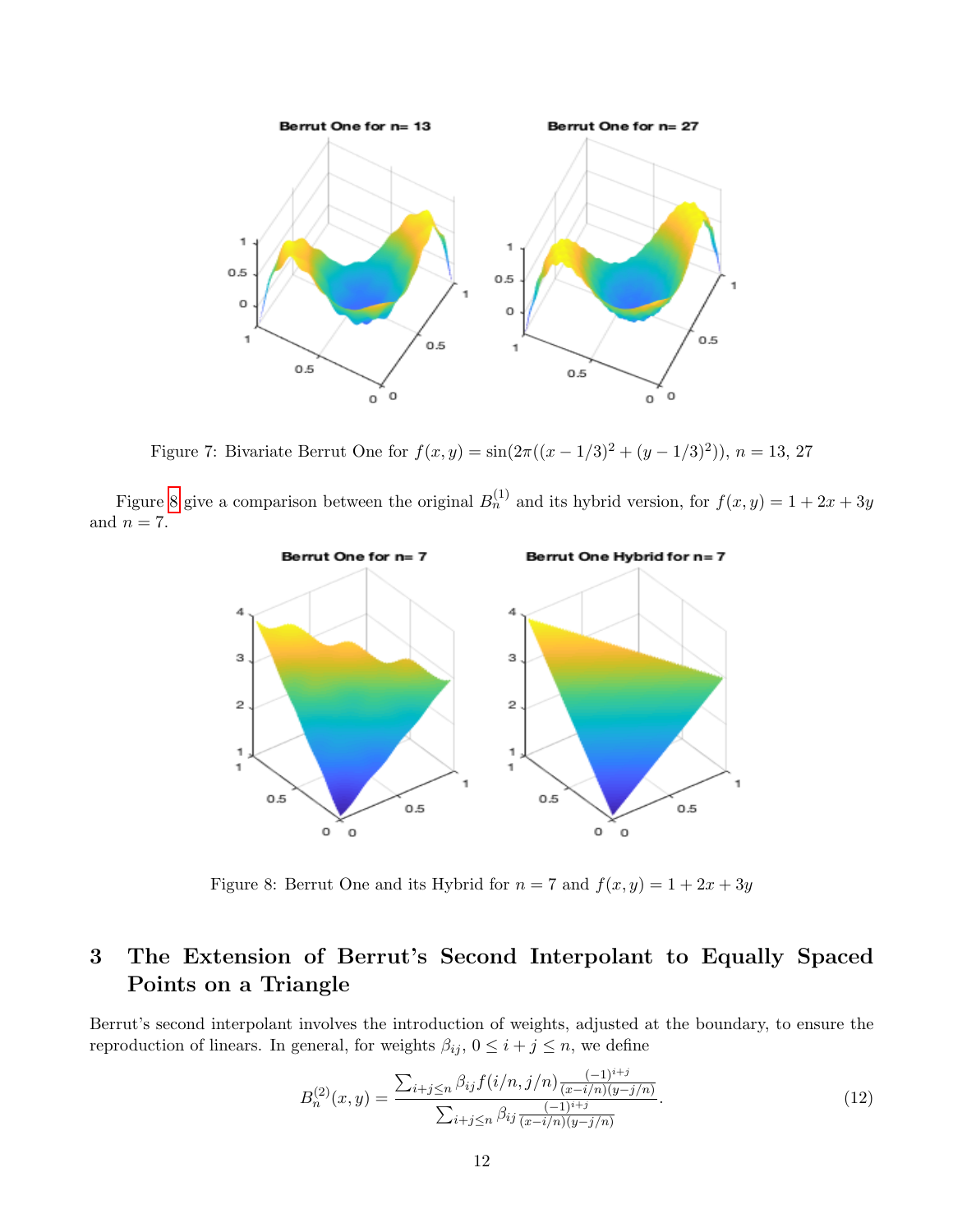Figure 7: Bivariate Berrut One for $f(x, y) = \sin(2\pi((x - 1/3)^2 + (y - 1/3)^2))$, $n = 13, 27$

Figure 8 give a comparison between the original $B_n^{(1)}$ and its hybrid version, for $f(x, y) = 1 + 2x + 3y$ and $n = 7$.

Figure 8: Berrut One and its Hybrid for $n = 7$ and $f(x, y) = 1 + 2x + 3y$

# 3 The Extension of Berrut's Second Interpolant to Equally Spaced Points on a Triangle

Berrut's second interpolant involves the introduction of weights, adjusted at the boundary, to ensure the reproduction of linears. In general, for weights $\beta_{ij}$, $0 \le i + j \le n$, we define

$$B_n^{(2)}(x, y) = \frac{\sum_{i+j \le n} \beta_{ij} f(i/n, j/n) \frac{(-1)^{i+j}}{(x-i/n)(y-j/n)}}{\sum_{i+j \le n} \beta_{ij} \frac{(-1)^{i+j}}{(x-i/n)(y-j/n)}}. \tag{12}$$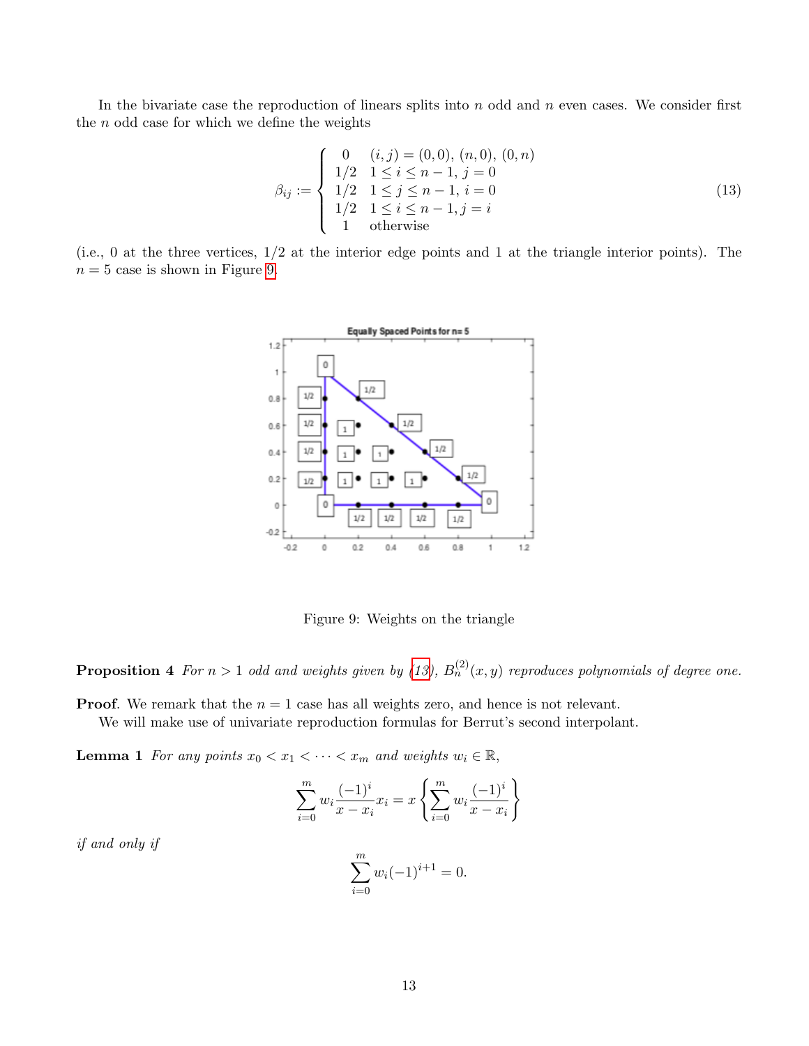In the bivariate case the reproduction of linears splits into $n$ odd and $n$ even cases. We consider first the $n$ odd case for which we define the weights

$$
\beta_{ij} := \begin{cases} 0 & (i,j) = (0,0),\, (n,0),\, (0,n) \\ 1/2 & 1 \le i \le n-1,\, j = 0 \\ 1/2 & 1 \le j \le n-1,\, i = 0 \\ 1/2 & 1 \le i \le n-1, j = i \\ 1 & \text{otherwise} \end{cases} \tag{13}
$$

(i.e., 0 at the three vertices, 1/2 at the interior edge points and 1 at the triangle interior points). The $n = 5$ case is shown in Figure 9.

Figure 9: Weights on the triangle

**Proposition 4** *For $n > 1$ odd and weights given by (13), $B_n^{(2)}(x, y)$ reproduces polynomials of degree one.*

**Proof**. We remark that the $n = 1$ case has all weights zero, and hence is not relevant.

We will make use of univariate reproduction formulas for Berrut's second interpolant.

**Lemma 1** *For any points $x_0 < x_1 < \cdots < x_m$ and weights $w_i \in \mathbb{R}$,*

$$
\sum_{i=0}^{m} w_i \frac{(-1)^i}{x - x_i} x_i = x \left\{ \sum_{i=0}^{m} w_i \frac{(-1)^i}{x - x_i} \right\}
$$

*if and only if*

$$
\sum_{i=0}^{m} w_i (-1)^{i+1} = 0.
$$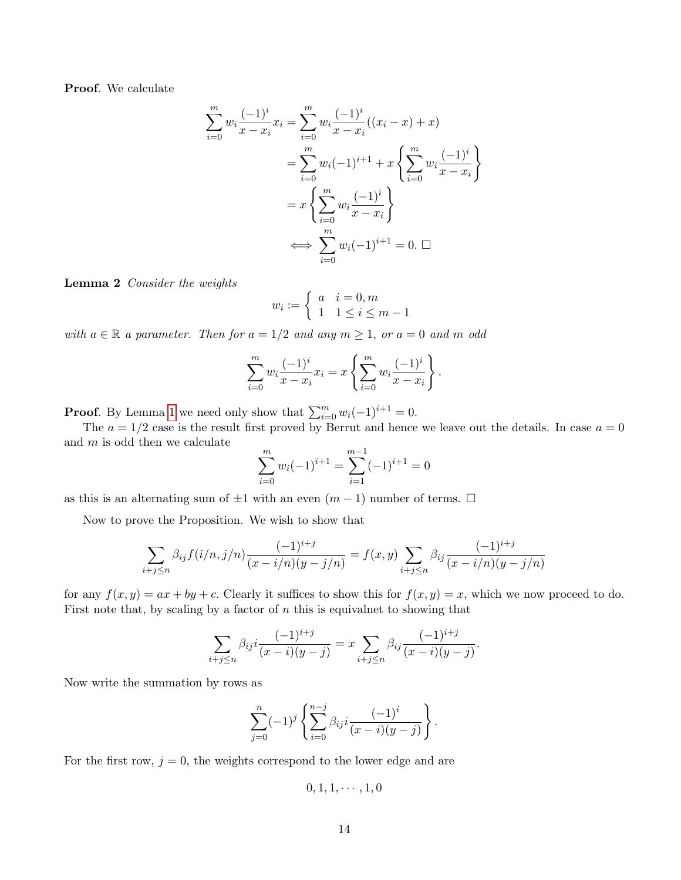**Proof**. We calculate

$$
\begin{aligned}
\sum_{i=0}^{m} w_i \frac{(-1)^i}{x-x_i} x_i &= \sum_{i=0}^{m} w_i \frac{(-1)^i}{x-x_i}((x_i - x) + x) \\
&= \sum_{i=0}^{m} w_i (-1)^{i+1} + x \left\{ \sum_{i=0}^{m} w_i \frac{(-1)^i}{x-x_i} \right\} \\
&= x \left\{ \sum_{i=0}^{m} w_i \frac{(-1)^i}{x-x_i} \right\} \\
&\iff \sum_{i=0}^{m} w_i (-1)^{i+1} = 0. \ \square
\end{aligned}
$$

**Lemma 2** *Consider the weights*

$$
w_i := \begin{cases} a & i = 0, m \\ 1 & 1 \le i \le m-1 \end{cases}
$$

*with $a \in \mathbb{R}$ a parameter. Then for $a = 1/2$ and any $m \ge 1$, or $a = 0$ and $m$ odd*

$$
\sum_{i=0}^{m} w_i \frac{(-1)^i}{x-x_i} x_i = x \left\{ \sum_{i=0}^{m} w_i \frac{(-1)^i}{x-x_i} \right\}.
$$

**Proof**. By Lemma 1 we need only show that $\sum_{i=0}^{m} w_i (-1)^{i+1} = 0$.

The $a = 1/2$ case is the result first proved by Berrut and hence we leave out the details. In case $a = 0$ and $m$ is odd then we calculate

$$
\sum_{i=0}^{m} w_i (-1)^{i+1} = \sum_{i=1}^{m-1} (-1)^{i+1} = 0
$$

as this is an alternating sum of $\pm 1$ with an even $(m-1)$ number of terms. $\square$

Now to prove the Proposition. We wish to show that

$$
\sum_{i+j \le n} \beta_{ij} f(i/n, j/n) \frac{(-1)^{i+j}}{(x - i/n)(y - j/n)} = f(x, y) \sum_{i+j \le n} \beta_{ij} \frac{(-1)^{i+j}}{(x - i/n)(y - j/n)}
$$

for any $f(x, y) = ax + by + c$. Clearly it suffices to show this for $f(x, y) = x$, which we now proceed to do. First note that, by scaling by a factor of $n$ this is equivalnet to showing that

$$
\sum_{i+j \le n} \beta_{ij} i \frac{(-1)^{i+j}}{(x-i)(y-j)} = x \sum_{i+j \le n} \beta_{ij} \frac{(-1)^{i+j}}{(x-i)(y-j)}.
$$

Now write the summation by rows as

$$
\sum_{j=0}^{n} (-1)^j \left\{ \sum_{i=0}^{n-j} \beta_{ij} i \frac{(-1)^i}{(x-i)(y-j)} \right\}.
$$

For the first row, $j = 0$, the weights correspond to the lower edge and are

$$
0, 1, 1, \cdots, 1, 0
$$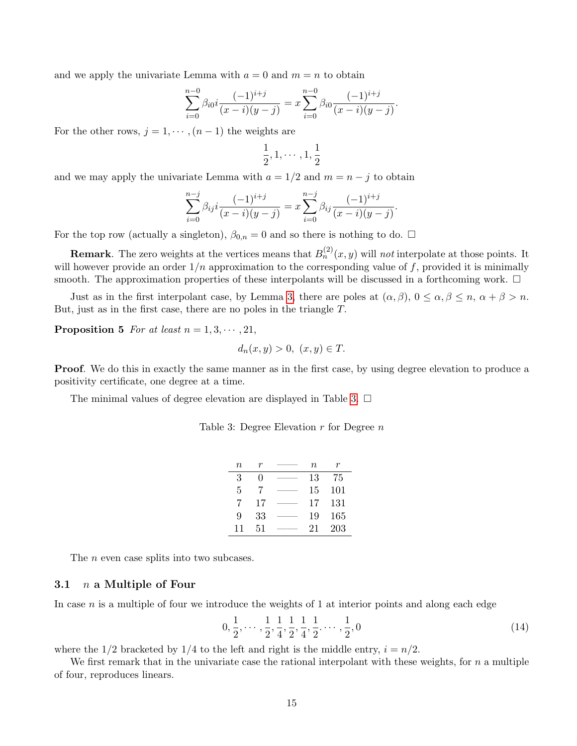and we apply the univariate Lemma with $a = 0$ and $m = n$ to obtain

$$\sum_{i=0}^{n-0} \beta_{i0} i \frac{(-1)^{i+j}}{(x-i)(y-j)} = x \sum_{i=0}^{n-0} \beta_{i0} \frac{(-1)^{i+j}}{(x-i)(y-j)}.$$

For the other rows, $j = 1, \cdots, (n-1)$ the weights are

$$\frac{1}{2}, 1, \cdots, 1, \frac{1}{2}$$

and we may apply the univariate Lemma with $a = 1/2$ and $m = n - j$ to obtain

$$\sum_{i=0}^{n-j} \beta_{ij} i \frac{(-1)^{i+j}}{(x-i)(y-j)} = x \sum_{i=0}^{n-j} \beta_{ij} \frac{(-1)^{i+j}}{(x-i)(y-j)}.$$

For the top row (actually a singleton), $\beta_{0,n} = 0$ and so there is nothing to do. □

**Remark**. The zero weights at the vertices means that $B_n^{(2)}(x, y)$ will *not* interpolate at those points. It will however provide an order $1/n$ approximation to the corresponding value of $f$, provided it is minimally smooth. The approximation properties of these interpolants will be discussed in a forthcoming work. □

Just as in the first interpolant case, by Lemma 3, there are poles at $(\alpha, \beta)$, $0 \leq \alpha, \beta \leq n$, $\alpha + \beta > n$. But, just as in the first case, there are no poles in the triangle $T$.

**Proposition 5** *For at least* $n = 1, 3, \cdots, 21$,

$$d_n(x, y) > 0, \ (x, y) \in T.$$

**Proof**. We do this in exactly the same manner as in the first case, by using degree elevation to produce a positivity certificate, one degree at a time.

The minimal values of degree elevation are displayed in Table 3. □

Table 3: Degree Elevation $r$ for Degree $n$

| $n$ | $r$ | | $n$ | $r$ |
|---|---|---|---|---|
| 3 | 0 | —— | 13 | 75 |
| 5 | 7 | —— | 15 | 101 |
| 7 | 17 | —— | 17 | 131 |
| 9 | 33 | —— | 19 | 165 |
| 11 | 51 | —— | 21 | 203 |

The $n$ even case splits into two subcases.

### 3.1 $n$ a Multiple of Four

In case $n$ is a multiple of four we introduce the weights of 1 at interior points and along each edge

$$0, \frac{1}{2}, \cdots, \frac{1}{2}, \frac{1}{4}, \frac{1}{2}, \frac{1}{4}, \frac{1}{2}, \cdots, \frac{1}{2}, 0 \tag{14}$$

where the 1/2 bracketed by 1/4 to the left and right is the middle entry, $i = n/2$.

We first remark that in the univariate case the rational interpolant with these weights, for $n$ a multiple of four, reproduces linears.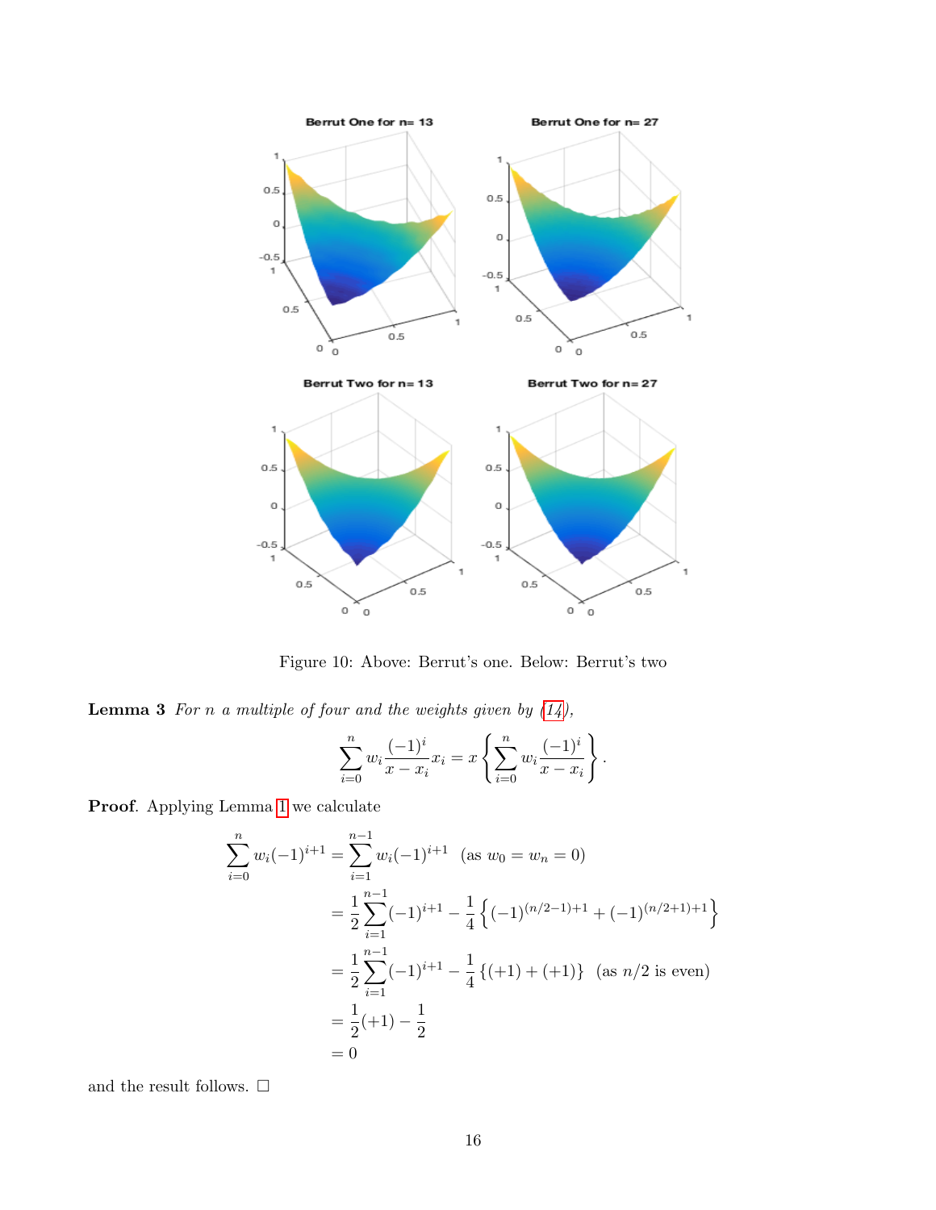Figure 10: Above: Berrut's one. Below: Berrut's two

**Lemma 3** *For $n$ a multiple of four and the weights given by (14),*

$$\sum_{i=0}^{n} w_i \frac{(-1)^i}{x-x_i} x_i = x \left\{ \sum_{i=0}^{n} w_i \frac{(-1)^i}{x-x_i} \right\}.$$

**Proof**. Applying Lemma 1 we calculate

$$\begin{aligned}
\sum_{i=0}^{n} w_i(-1)^{i+1} &= \sum_{i=1}^{n-1} w_i(-1)^{i+1} \quad (\text{as } w_0 = w_n = 0) \\
&= \frac{1}{2}\sum_{i=1}^{n-1}(-1)^{i+1} - \frac{1}{4}\left\{(-1)^{(n/2-1)+1} + (-1)^{(n/2+1)+1}\right\} \\
&= \frac{1}{2}\sum_{i=1}^{n-1}(-1)^{i+1} - \frac{1}{4}\{(+1)+(+1)\} \quad (\text{as } n/2 \text{ is even}) \\
&= \frac{1}{2}(+1) - \frac{1}{2} \\
&= 0
\end{aligned}$$

and the result follows. □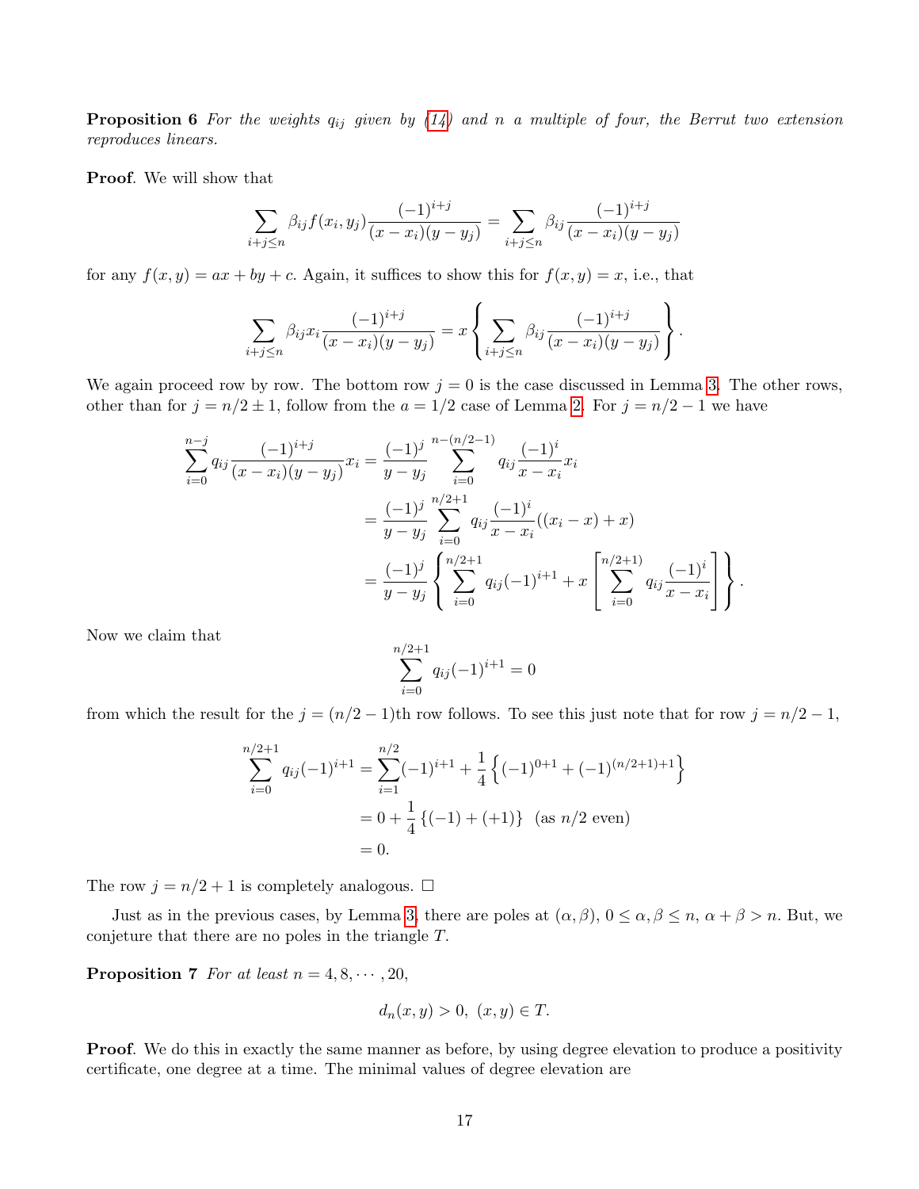**Proposition 6** *For the weights $q_{ij}$ given by (14) and $n$ a multiple of four, the Berrut two extension reproduces linears.*

**Proof**. We will show that

$$\sum_{i+j\leq n} \beta_{ij} f(x_i, y_j) \frac{(-1)^{i+j}}{(x-x_i)(y-y_j)} = \sum_{i+j\leq n} \beta_{ij} \frac{(-1)^{i+j}}{(x-x_i)(y-y_j)}$$

for any $f(x,y) = ax + by + c$. Again, it suffices to show this for $f(x,y) = x$, i.e., that

$$\sum_{i+j\leq n} \beta_{ij} x_i \frac{(-1)^{i+j}}{(x-x_i)(y-y_j)} = x \left\{ \sum_{i+j\leq n} \beta_{ij} \frac{(-1)^{i+j}}{(x-x_i)(y-y_j)} \right\}.$$

We again proceed row by row. The bottom row $j = 0$ is the case discussed in Lemma 3. The other rows, other than for $j = n/2 \pm 1$, follow from the $a = 1/2$ case of Lemma 2. For $j = n/2 - 1$ we have

$$\begin{aligned}
\sum_{i=0}^{n-j} q_{ij} \frac{(-1)^{i+j}}{(x-x_i)(y-y_j)} x_i &= \frac{(-1)^j}{y-y_j} \sum_{i=0}^{n-(n/2-1)} q_{ij} \frac{(-1)^i}{x-x_i} x_i \\
&= \frac{(-1)^j}{y-y_j} \sum_{i=0}^{n/2+1} q_{ij} \frac{(-1)^i}{x-x_i} ((x_i - x) + x) \\
&= \frac{(-1)^j}{y-y_j} \left\{ \sum_{i=0}^{n/2+1} q_{ij} (-1)^{i+1} + x \left[ \sum_{i=0}^{n/2+1)} q_{ij} \frac{(-1)^i}{x-x_i} \right] \right\}.
\end{aligned}$$

Now we claim that

$$\sum_{i=0}^{n/2+1} q_{ij} (-1)^{i+1} = 0$$

from which the result for the $j = (n/2-1)$th row follows. To see this just note that for row $j = n/2 - 1$,

$$\begin{aligned}
\sum_{i=0}^{n/2+1} q_{ij} (-1)^{i+1} &= \sum_{i=1}^{n/2} (-1)^{i+1} + \frac{1}{4} \left\{ (-1)^{0+1} + (-1)^{(n/2+1)+1} \right\} \\
&= 0 + \frac{1}{4} \left\{ (-1) + (+1) \right\} \ \ \text{(as } n/2 \text{ even)} \\
&= 0.
\end{aligned}$$

The row $j = n/2 + 1$ is completely analogous. $\square$

Just as in the previous cases, by Lemma 3, there are poles at $(\alpha, \beta)$, $0 \leq \alpha, \beta \leq n$, $\alpha + \beta > n$. But, we conjeture that there are no poles in the triangle $T$.

**Proposition 7** *For at least $n = 4, 8, \cdots, 20$,*

$$d_n(x,y) > 0, \ (x,y) \in T.$$

**Proof**. We do this in exactly the same manner as before, by using degree elevation to produce a positivity certificate, one degree at a time. The minimal values of degree elevation are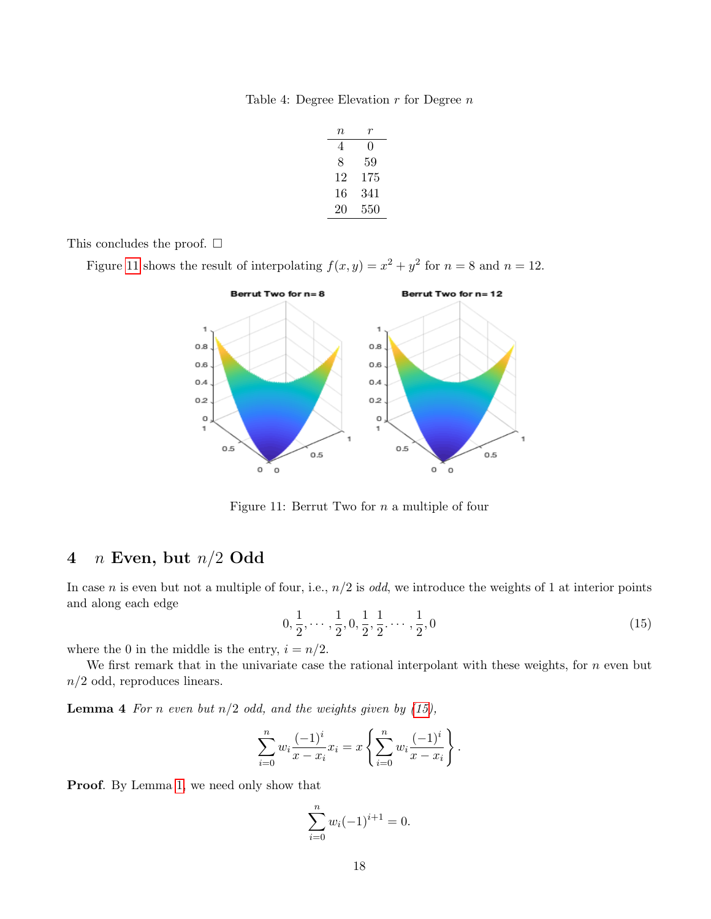Table 4: Degree Elevation $r$ for Degree $n$

| $n$ | $r$ |
|---|---|
| 4 | 0 |
| 8 | 59 |
| 12 | 175 |
| 16 | 341 |
| 20 | 550 |

This concludes the proof. □

Figure 11 shows the result of interpolating $f(x, y) = x^2 + y^2$ for $n = 8$ and $n = 12$.

Figure 11: Berrut Two for $n$ a multiple of four

## 4 $n$ Even, but $n/2$ Odd

In case $n$ is even but not a multiple of four, i.e., $n/2$ is *odd*, we introduce the weights of 1 at interior points and along each edge

$$0, \frac{1}{2}, \cdots, \frac{1}{2}, 0, \frac{1}{2}, \frac{1}{2} \cdots, \frac{1}{2}, 0 \tag{15}$$

where the 0 in the middle is the entry, $i = n/2$.

We first remark that in the univariate case the rational interpolant with these weights, for $n$ even but $n/2$ odd, reproduces linears.

**Lemma 4** *For $n$ even but $n/2$ odd, and the weights given by (15),*

$$\sum_{i=0}^{n} w_i \frac{(-1)^i}{x - x_i} x_i = x \left\{ \sum_{i=0}^{n} w_i \frac{(-1)^i}{x - x_i} \right\}.$$

**Proof**. By Lemma 1, we need only show that

$$\sum_{i=0}^{n} w_i (-1)^{i+1} = 0.$$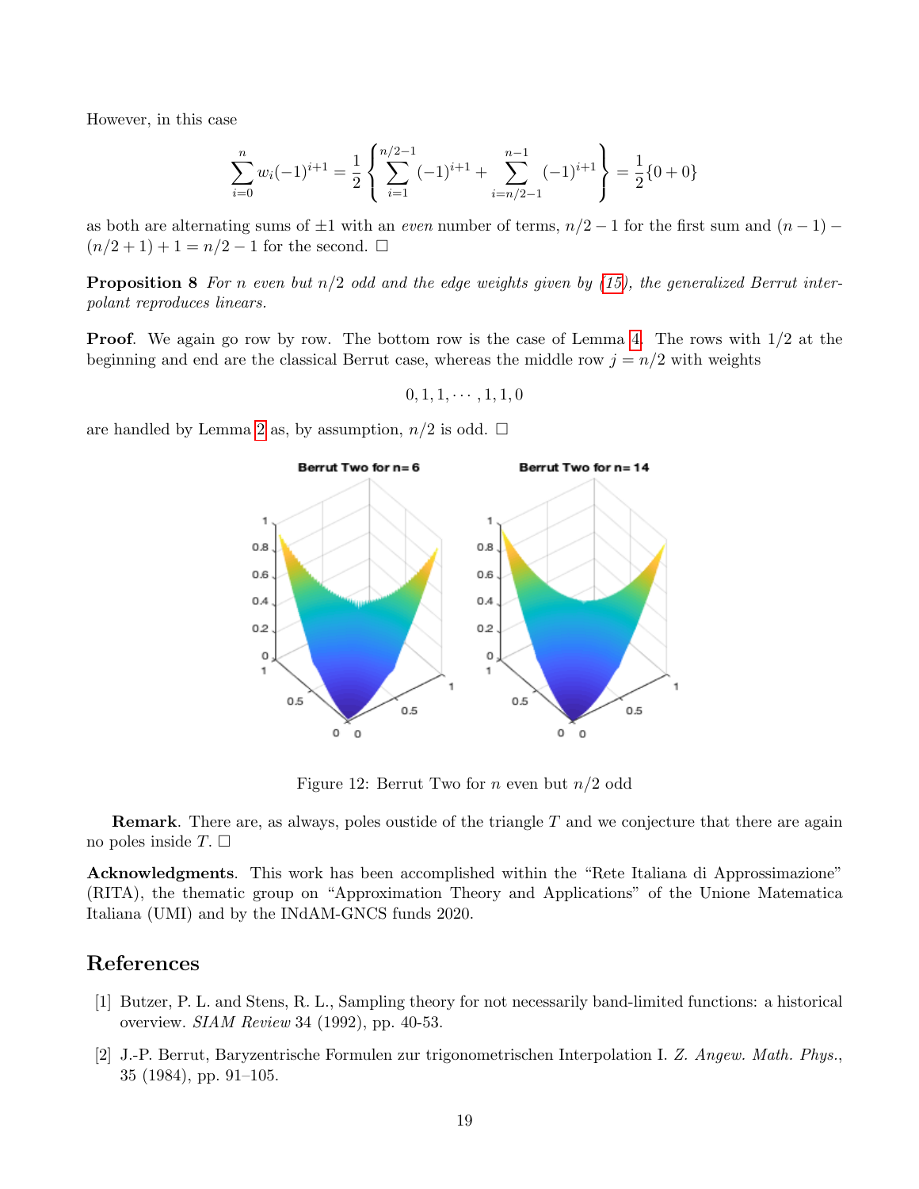However, in this case

$$\sum_{i=0}^{n} w_i(-1)^{i+1} = \frac{1}{2}\left\{\sum_{i=1}^{n/2-1}(-1)^{i+1} + \sum_{i=n/2-1}^{n-1}(-1)^{i+1}\right\} = \frac{1}{2}\{0+0\}$$

as both are alternating sums of $\pm 1$ with an *even* number of terms, $n/2-1$ for the first sum and $(n-1)-(n/2+1)+1 = n/2-1$ for the second. □

**Proposition 8** *For $n$ even but $n/2$ odd and the edge weights given by (15), the generalized Berrut interpolant reproduces linears.*

**Proof**. We again go row by row. The bottom row is the case of Lemma 4. The rows with 1/2 at the beginning and end are the classical Berrut case, whereas the middle row $j = n/2$ with weights

$$0, 1, 1, \cdots, 1, 1, 0$$

are handled by Lemma 2 as, by assumption, $n/2$ is odd. □

Figure 12: Berrut Two for $n$ even but $n/2$ odd

**Remark**. There are, as always, poles oustide of the triangle $T$ and we conjecture that there are again no poles inside $T$. □

**Acknowledgments**. This work has been accomplished within the "Rete Italiana di Approssimazione" (RITA), the thematic group on "Approximation Theory and Applications" of the Unione Matematica Italiana (UMI) and by the INdAM-GNCS funds 2020.

## References

[1] Butzer, P. L. and Stens, R. L., Sampling theory for not necessarily band-limited functions: a historical overview. *SIAM Review* 34 (1992), pp. 40-53.

[2] J.-P. Berrut, Baryzentrische Formulen zur trigonometrischen Interpolation I. *Z. Angew. Math. Phys.*, 35 (1984), pp. 91–105.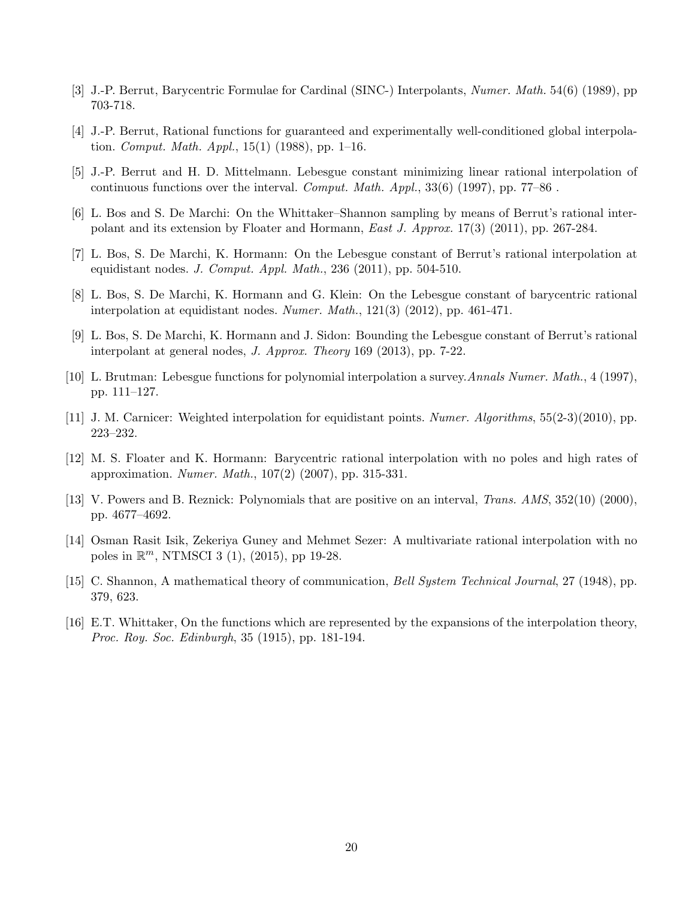[3] J.-P. Berrut, Barycentric Formulae for Cardinal (SINC-) Interpolants, *Numer. Math.* 54(6) (1989), pp 703-718.

[4] J.-P. Berrut, Rational functions for guaranteed and experimentally well-conditioned global interpolation. *Comput. Math. Appl.*, 15(1) (1988), pp. 1–16.

[5] J.-P. Berrut and H. D. Mittelmann. Lebesgue constant minimizing linear rational interpolation of continuous functions over the interval. *Comput. Math. Appl.*, 33(6) (1997), pp. 77–86 .

[6] L. Bos and S. De Marchi: On the Whittaker–Shannon sampling by means of Berrut's rational interpolant and its extension by Floater and Hormann, *East J. Approx.* 17(3) (2011), pp. 267-284.

[7] L. Bos, S. De Marchi, K. Hormann: On the Lebesgue constant of Berrut's rational interpolation at equidistant nodes. *J. Comput. Appl. Math.*, 236 (2011), pp. 504-510.

[8] L. Bos, S. De Marchi, K. Hormann and G. Klein: On the Lebesgue constant of barycentric rational interpolation at equidistant nodes. *Numer. Math.*, 121(3) (2012), pp. 461-471.

[9] L. Bos, S. De Marchi, K. Hormann and J. Sidon: Bounding the Lebesgue constant of Berrut's rational interpolant at general nodes, *J. Approx. Theory* 169 (2013), pp. 7-22.

[10] L. Brutman: Lebesgue functions for polynomial interpolation a survey.*Annals Numer. Math.*, 4 (1997), pp. 111–127.

[11] J. M. Carnicer: Weighted interpolation for equidistant points. *Numer. Algorithms*, 55(2-3)(2010), pp. 223–232.

[12] M. S. Floater and K. Hormann: Barycentric rational interpolation with no poles and high rates of approximation. *Numer. Math.*, 107(2) (2007), pp. 315-331.

[13] V. Powers and B. Reznick: Polynomials that are positive on an interval, *Trans. AMS*, 352(10) (2000), pp. 4677–4692.

[14] Osman Rasit Isik, Zekeriya Guney and Mehmet Sezer: A multivariate rational interpolation with no poles in $\mathbb{R}^m$, NTMSCI 3 (1), (2015), pp 19-28.

[15] C. Shannon, A mathematical theory of communication, *Bell System Technical Journal*, 27 (1948), pp. 379, 623.

[16] E.T. Whittaker, On the functions which are represented by the expansions of the interpolation theory, *Proc. Roy. Soc. Edinburgh*, 35 (1915), pp. 181-194.